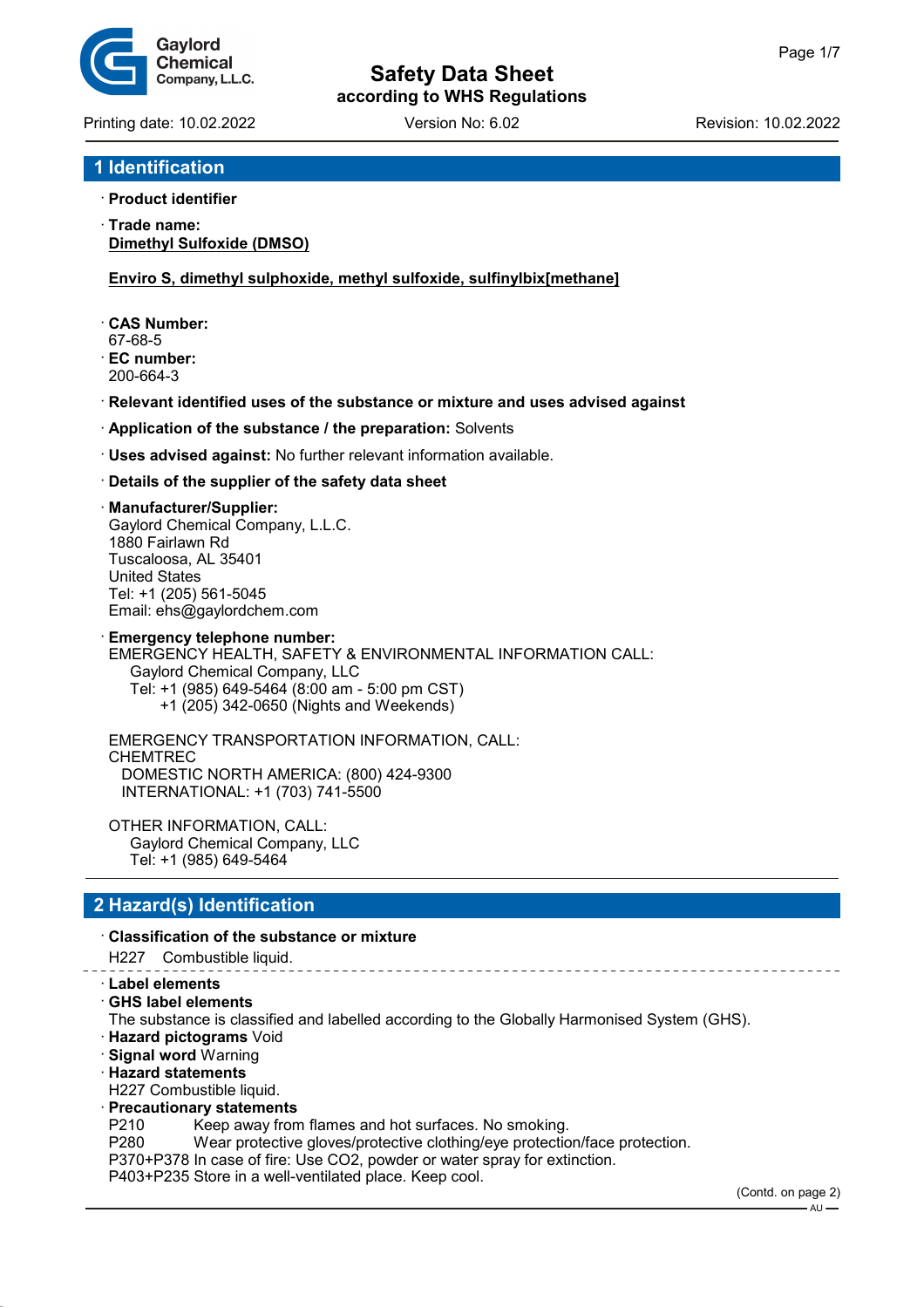# Safety Data Sheet

according to WHS Regulations

Printing date: 10.02.2022 Version No: 6.02 Revision: 10.02.2022

## 1 Identification

· **Product identifier**

· **Trade name:**
**Dimethyl Sulfoxide (DMSO)**

**Enviro S, dimethyl sulphoxide, methyl sulfoxide, sulfinylbix[methane]**

· **CAS Number:**
67-68-5

· **EC number:**
200-664-3

· **Relevant identified uses of the substance or mixture and uses advised against**

· **Application of the substance / the preparation:** Solvents

· **Uses advised against:** No further relevant information available.

· **Details of the supplier of the safety data sheet**

· **Manufacturer/Supplier:**
Gaylord Chemical Company, L.L.C.
1880 Fairlawn Rd
Tuscaloosa, AL 35401
United States
Tel: +1 (205) 561-5045
Email: ehs@gaylordchem.com

· **Emergency telephone number:**
EMERGENCY HEALTH, SAFETY & ENVIRONMENTAL INFORMATION CALL:
Gaylord Chemical Company, LLC
Tel: +1 (985) 649-5464 (8:00 am - 5:00 pm CST)
+1 (205) 342-0650 (Nights and Weekends)

EMERGENCY TRANSPORTATION INFORMATION, CALL:
CHEMTREC
DOMESTIC NORTH AMERICA: (800) 424-9300
INTERNATIONAL: +1 (703) 741-5500

OTHER INFORMATION, CALL:
Gaylord Chemical Company, LLC
Tel: +1 (985) 649-5464

## 2 Hazard(s) Identification

· **Classification of the substance or mixture**

H227 Combustible liquid.

· **Label elements**

· **GHS label elements**

The substance is classified and labelled according to the Globally Harmonised System (GHS).

· **Hazard pictograms** Void

· **Signal word** Warning

· **Hazard statements**

H227 Combustible liquid.

· **Precautionary statements**

P210 Keep away from flames and hot surfaces. No smoking.
P280 Wear protective gloves/protective clothing/eye protection/face protection.
P370+P378 In case of fire: Use CO2, powder or water spray for extinction.
P403+P235 Store in a well-ventilated place. Keep cool.

(Contd. on page 2)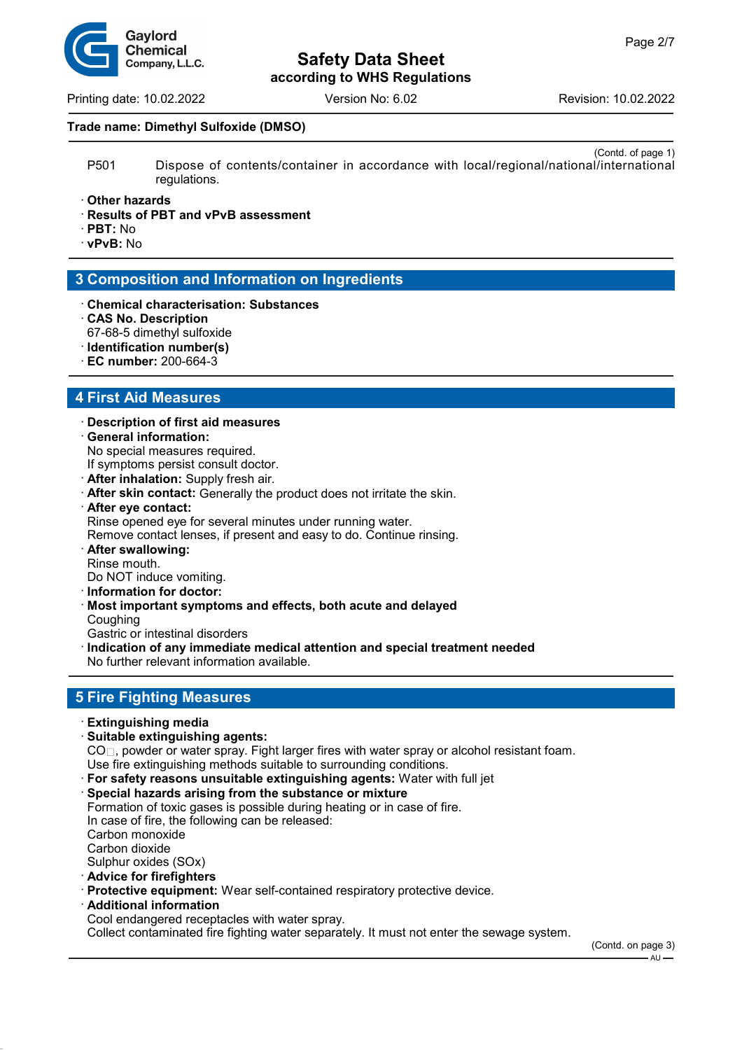(Contd. of page 1)

P501 Dispose of contents/container in accordance with local/regional/national/international regulations.

· **Other hazards**
· **Results of PBT and vPvB assessment**
· **PBT:** No
· **vPvB:** No

## 3 Composition and Information on Ingredients

· **Chemical characterisation: Substances**
· **CAS No. Description**
67-68-5 dimethyl sulfoxide
· **Identification number(s)**
· **EC number:** 200-664-3

## 4 First Aid Measures

· **Description of first aid measures**
· **General information:**
No special measures required.
If symptoms persist consult doctor.
· **After inhalation:** Supply fresh air.
· **After skin contact:** Generally the product does not irritate the skin.
· **After eye contact:**
Rinse opened eye for several minutes under running water.
Remove contact lenses, if present and easy to do. Continue rinsing.
· **After swallowing:**
Rinse mouth.
Do NOT induce vomiting.
· **Information for doctor:**
· **Most important symptoms and effects, both acute and delayed**
Coughing
Gastric or intestinal disorders
· **Indication of any immediate medical attention and special treatment needed**
No further relevant information available.

## 5 Fire Fighting Measures

· **Extinguishing media**
· **Suitable extinguishing agents:**
$CO_2$, powder or water spray. Fight larger fires with water spray or alcohol resistant foam.
Use fire extinguishing methods suitable to surrounding conditions.
· **For safety reasons unsuitable extinguishing agents:** Water with full jet
· **Special hazards arising from the substance or mixture**
Formation of toxic gases is possible during heating or in case of fire.
In case of fire, the following can be released:
Carbon monoxide
Carbon dioxide
Sulphur oxides (SOx)
· **Advice for firefighters**
· **Protective equipment:** Wear self-contained respiratory protective device.
· **Additional information**
Cool endangered receptacles with water spray.
Collect contaminated fire fighting water separately. It must not enter the sewage system.

(Contd. on page 3)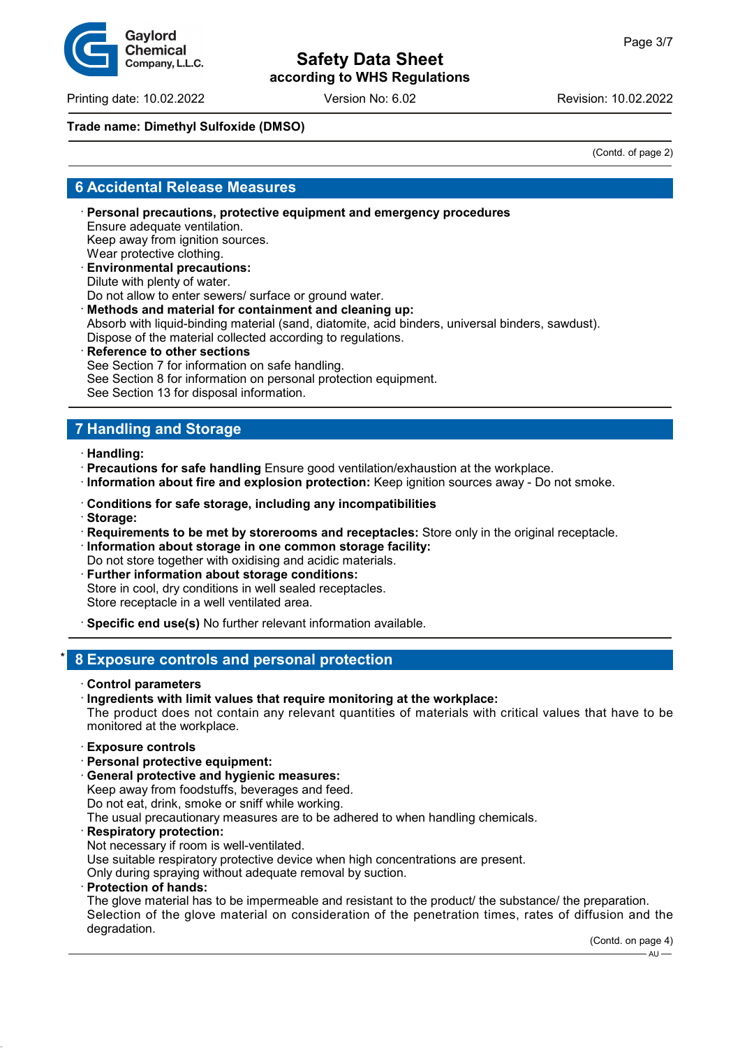Trade name: Dimethyl Sulfoxide (DMSO)

(Contd. of page 2)

## 6 Accidental Release Measures

· **Personal precautions, protective equipment and emergency procedures**
Ensure adequate ventilation.
Keep away from ignition sources.
Wear protective clothing.
· **Environmental precautions:**
Dilute with plenty of water.
Do not allow to enter sewers/ surface or ground water.
· **Methods and material for containment and cleaning up:**
Absorb with liquid-binding material (sand, diatomite, acid binders, universal binders, sawdust).
Dispose of the material collected according to regulations.
· **Reference to other sections**
See Section 7 for information on safe handling.
See Section 8 for information on personal protection equipment.
See Section 13 for disposal information.

## 7 Handling and Storage

· **Handling:**
· **Precautions for safe handling** Ensure good ventilation/exhaustion at the workplace.
· **Information about fire and explosion protection:** Keep ignition sources away - Do not smoke.

· **Conditions for safe storage, including any incompatibilities**
· **Storage:**
· **Requirements to be met by storerooms and receptacles:** Store only in the original receptacle.
· **Information about storage in one common storage facility:**
Do not store together with oxidising and acidic materials.
· **Further information about storage conditions:**
Store in cool, dry conditions in well sealed receptacles.
Store receptacle in a well ventilated area.

· **Specific end use(s)** No further relevant information available.

## * 8 Exposure controls and personal protection

· **Control parameters**
· **Ingredients with limit values that require monitoring at the workplace:**
The product does not contain any relevant quantities of materials with critical values that have to be monitored at the workplace.

· **Exposure controls**
· **Personal protective equipment:**
· **General protective and hygienic measures:**
Keep away from foodstuffs, beverages and feed.
Do not eat, drink, smoke or sniff while working.
The usual precautionary measures are to be adhered to when handling chemicals.
· **Respiratory protection:**
Not necessary if room is well-ventilated.
Use suitable respiratory protective device when high concentrations are present.
Only during spraying without adequate removal by suction.
· **Protection of hands:**
The glove material has to be impermeable and resistant to the product/ the substance/ the preparation.
Selection of the glove material on consideration of the penetration times, rates of diffusion and the degradation.

(Contd. on page 4)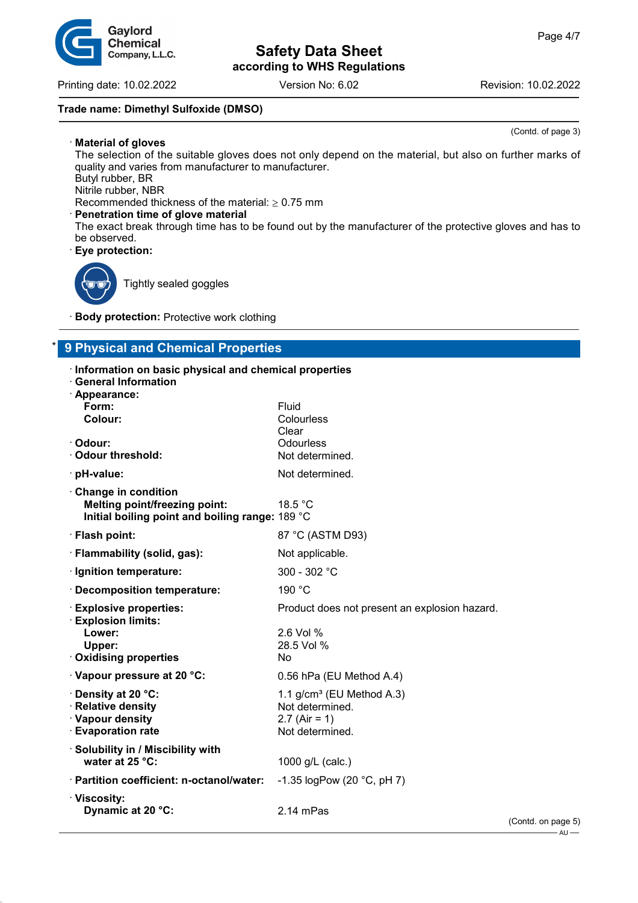Trade name: Dimethyl Sulfoxide (DMSO)

(Contd. of page 3)

· **Material of gloves**

The selection of the suitable gloves does not only depend on the material, but also on further marks of quality and varies from manufacturer to manufacturer.

Butyl rubber, BR

Nitrile rubber, NBR

Recommended thickness of the material: ≥ 0.75 mm

· **Penetration time of glove material**

The exact break through time has to be found out by the manufacturer of the protective gloves and has to be observed.

· **Eye protection:**

Tightly sealed goggles

· **Body protection:** Protective work clothing

## * 9 Physical and Chemical Properties

· **Information on basic physical and chemical properties**

· **General Information**

· **Appearance:**

| | |
|---|---|
| **Form:** | Fluid |
| **Colour:** | Colourless<br>Clear |
| · **Odour:** | Odourless |
| · **Odour threshold:** | Not determined. |
| · **pH-value:** | Not determined. |
| · **Change in condition** | |
| **Melting point/freezing point:** | 18.5 °C |
| **Initial boiling point and boiling range:** | 189 °C |
| · **Flash point:** | 87 °C (ASTM D93) |
| · **Flammability (solid, gas):** | Not applicable. |
| · **Ignition temperature:** | 300 - 302 °C |
| · **Decomposition temperature:** | 190 °C |
| · **Explosive properties:** | Product does not present an explosion hazard. |
| · **Explosion limits:** | |
| **Lower:** | 2.6 Vol % |
| **Upper:** | 28.5 Vol % |
| · **Oxidising properties** | No |
| · **Vapour pressure at 20 °C:** | 0.56 hPa (EU Method A.4) |
| · **Density at 20 °C:** | 1.1 g/cm³ (EU Method A.3) |
| · **Relative density** | Not determined. |
| · **Vapour density** | 2.7 (Air = 1) |
| · **Evaporation rate** | Not determined. |
| · **Solubility in / Miscibility with water at 25 °C:** | 1000 g/L (calc.) |
| · **Partition coefficient: n-octanol/water:** | -1.35 logPow (20 °C, pH 7) |
| · **Viscosity:** | |
| **Dynamic at 20 °C:** | 2.14 mPas |

(Contd. on page 5)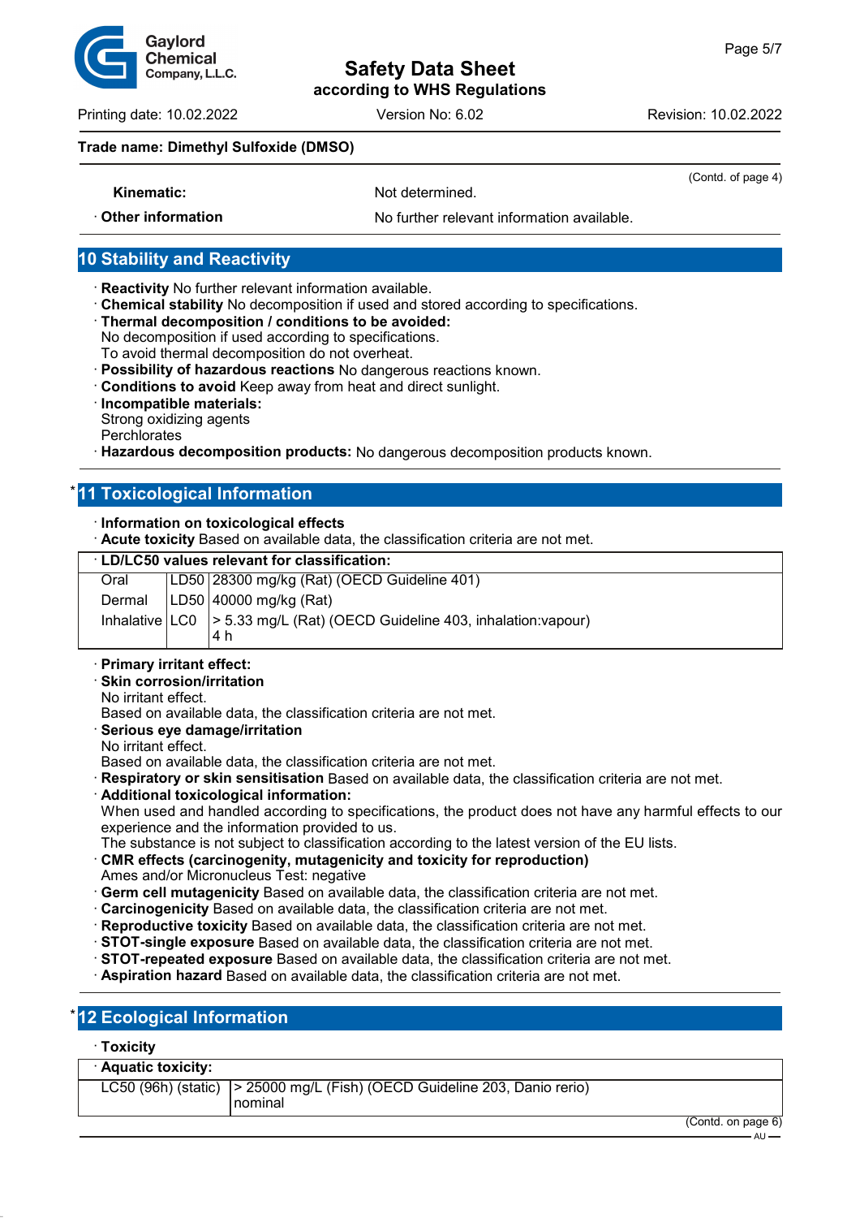**Trade name: Dimethyl Sulfoxide (DMSO)**

(Contd. of page 4)

| | |
|---|---|
| **Kinematic:** | Not determined. |
| · **Other information** | No further relevant information available. |

## 10 Stability and Reactivity

· **Reactivity** No further relevant information available.
· **Chemical stability** No decomposition if used and stored according to specifications.
· **Thermal decomposition / conditions to be avoided:**
No decomposition if used according to specifications.
To avoid thermal decomposition do not overheat.
· **Possibility of hazardous reactions** No dangerous reactions known.
· **Conditions to avoid** Keep away from heat and direct sunlight.
· **Incompatible materials:**
Strong oxidizing agents
Perchlorates
· **Hazardous decomposition products:** No dangerous decomposition products known.

## * 11 Toxicological Information

· **Information on toxicological effects**
· **Acute toxicity** Based on available data, the classification criteria are not met.

| · **LD/LC50 values relevant for classification:** | | |
|---|---|---|
| Oral | LD50 | 28300 mg/kg (Rat) (OECD Guideline 401) |
| Dermal | LD50 | 40000 mg/kg (Rat) |
| Inhalative | LC0 | > 5.33 mg/L (Rat) (OECD Guideline 403, inhalation:vapour) 4 h |

· **Primary irritant effect:**
· **Skin corrosion/irritation**
No irritant effect.
Based on available data, the classification criteria are not met.
· **Serious eye damage/irritation**
No irritant effect.
Based on available data, the classification criteria are not met.
· **Respiratory or skin sensitisation** Based on available data, the classification criteria are not met.
· **Additional toxicological information:**
When used and handled according to specifications, the product does not have any harmful effects to our experience and the information provided to us.
The substance is not subject to classification according to the latest version of the EU lists.
· **CMR effects (carcinogenity, mutagenicity and toxicity for reproduction)**
Ames and/or Micronucleus Test: negative
· **Germ cell mutagenicity** Based on available data, the classification criteria are not met.
· **Carcinogenicity** Based on available data, the classification criteria are not met.
· **Reproductive toxicity** Based on available data, the classification criteria are not met.
· **STOT-single exposure** Based on available data, the classification criteria are not met.
· **STOT-repeated exposure** Based on available data, the classification criteria are not met.
· **Aspiration hazard** Based on available data, the classification criteria are not met.

## * 12 Ecological Information

· **Toxicity**

| · **Aquatic toxicity:** | |
|---|---|
| LC50 (96h) (static) | > 25000 mg/L (Fish) (OECD Guideline 203, Danio rerio) nominal |

(Contd. on page 6)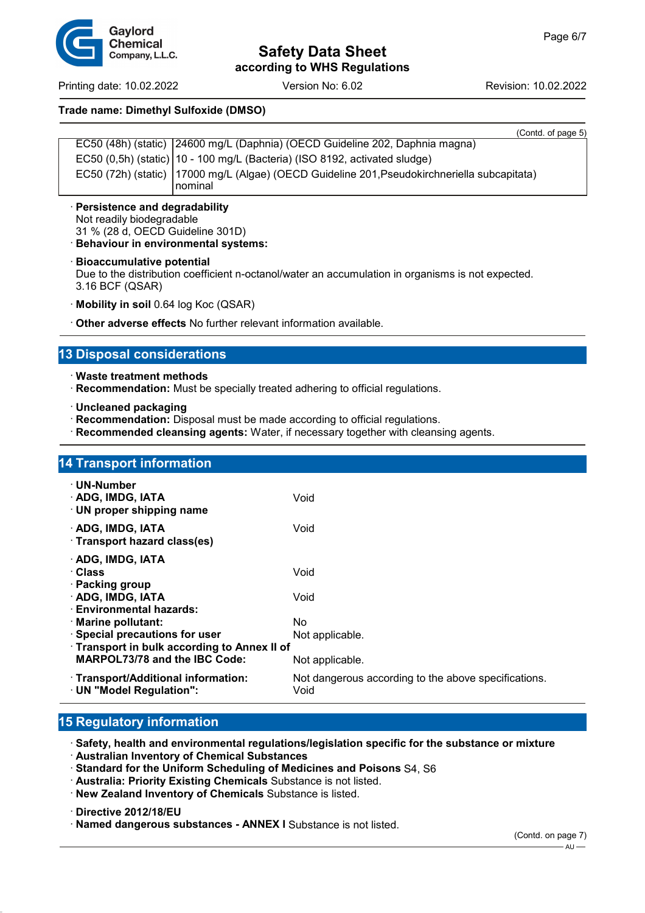## Trade name: Dimethyl Sulfoxide (DMSO)

(Contd. of page 5)

| | |
|---|---|
| EC50 (48h) (static) | 24600 mg/L (Daphnia) (OECD Guideline 202, Daphnia magna) |
| EC50 (0,5h) (static) | 10 - 100 mg/L (Bacteria) (ISO 8192, activated sludge) |
| EC50 (72h) (static) | 17000 mg/L (Algae) (OECD Guideline 201,Pseudokirchneriella subcapitata) nominal |

· **Persistence and degradability**
Not readily biodegradable
31 % (28 d, OECD Guideline 301D)
· **Behaviour in environmental systems:**

· **Bioaccumulative potential**
Due to the distribution coefficient n-octanol/water an accumulation in organisms is not expected.
3.16 BCF (QSAR)

· **Mobility in soil** 0.64 log Koc (QSAR)

· **Other adverse effects** No further relevant information available.

## 13 Disposal considerations

· **Waste treatment methods**
· **Recommendation:** Must be specially treated adhering to official regulations.

· **Uncleaned packaging**
· **Recommendation:** Disposal must be made according to official regulations.
· **Recommended cleansing agents:** Water, if necessary together with cleansing agents.

## 14 Transport information

| | |
|---|---|
| · **UN-Number** | |
| · **ADG, IMDG, IATA** | Void |
| · **UN proper shipping name** | |
| · **ADG, IMDG, IATA** | Void |
| · **Transport hazard class(es)** | |
| · **ADG, IMDG, IATA** | |
| · **Class** | Void |
| · **Packing group** | |
| · **ADG, IMDG, IATA** | Void |
| · **Environmental hazards:** | |
| · **Marine pollutant:** | No |
| · **Special precautions for user** | Not applicable. |
| · **Transport in bulk according to Annex II of MARPOL73/78 and the IBC Code:** | Not applicable. |
| · **Transport/Additional information:** | Not dangerous according to the above specifications. |
| · **UN "Model Regulation":** | Void |

## 15 Regulatory information

· **Safety, health and environmental regulations/legislation specific for the substance or mixture**
· **Australian Inventory of Chemical Substances**
· **Standard for the Uniform Scheduling of Medicines and Poisons** S4, S6
· **Australia: Priority Existing Chemicals** Substance is not listed.
· **New Zealand Inventory of Chemicals** Substance is listed.

· **Directive 2012/18/EU**
· **Named dangerous substances - ANNEX I** Substance is not listed.

(Contd. on page 7)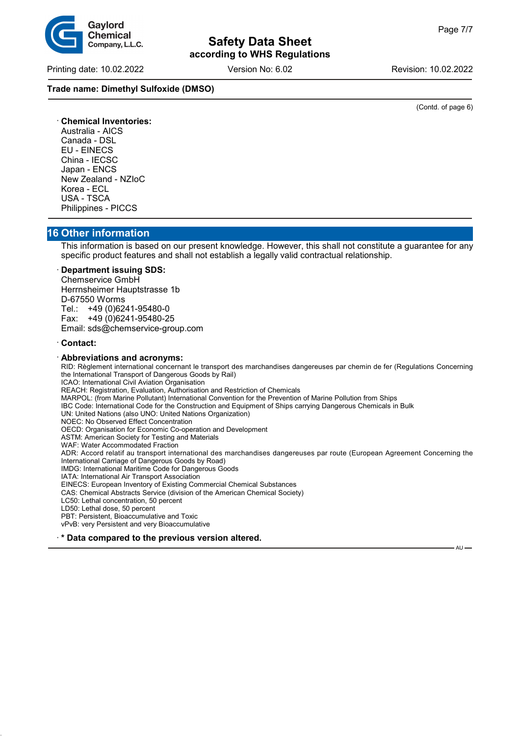**Trade name: Dimethyl Sulfoxide (DMSO)**

(Contd. of page 6)

· **Chemical Inventories:**
Australia - AICS
Canada - DSL
EU - EINECS
China - IECSC
Japan - ENCS
New Zealand - NZIoC
Korea - ECL
USA - TSCA
Philippines - PICCS

## 16 Other information

This information is based on our present knowledge. However, this shall not constitute a guarantee for any specific product features and shall not establish a legally valid contractual relationship.

· **Department issuing SDS:**
Chemservice GmbH
Herrnsheimer Hauptstrasse 1b
D-67550 Worms
Tel.: +49 (0)6241-95480-0
Fax: +49 (0)6241-95480-25
Email: sds@chemservice-group.com

· **Contact:**

· **Abbreviations and acronyms:**
RID: Règlement international concernant le transport des marchandises dangereuses par chemin de fer (Regulations Concerning the International Transport of Dangerous Goods by Rail)
ICAO: International Civil Aviation Organisation
REACH: Registration, Evaluation, Authorisation and Restriction of Chemicals
MARPOL: (from Marine Pollutant) International Convention for the Prevention of Marine Pollution from Ships
IBC Code: International Code for the Construction and Equipment of Ships carrying Dangerous Chemicals in Bulk
UN: United Nations (also UNO: United Nations Organization)
NOEC: No Observed Effect Concentration
OECD: Organisation for Economic Co-operation and Development
ASTM: American Society for Testing and Materials
WAF: Water Accommodated Fraction
ADR: Accord relatif au transport international des marchandises dangereuses par route (European Agreement Concerning the International Carriage of Dangerous Goods by Road)
IMDG: International Maritime Code for Dangerous Goods
IATA: International Air Transport Association
EINECS: European Inventory of Existing Commercial Chemical Substances
CAS: Chemical Abstracts Service (division of the American Chemical Society)
LC50: Lethal concentration, 50 percent
LD50: Lethal dose, 50 percent
PBT: Persistent, Bioaccumulative and Toxic
vPvB: very Persistent and very Bioaccumulative

· *** Data compared to the previous version altered.**